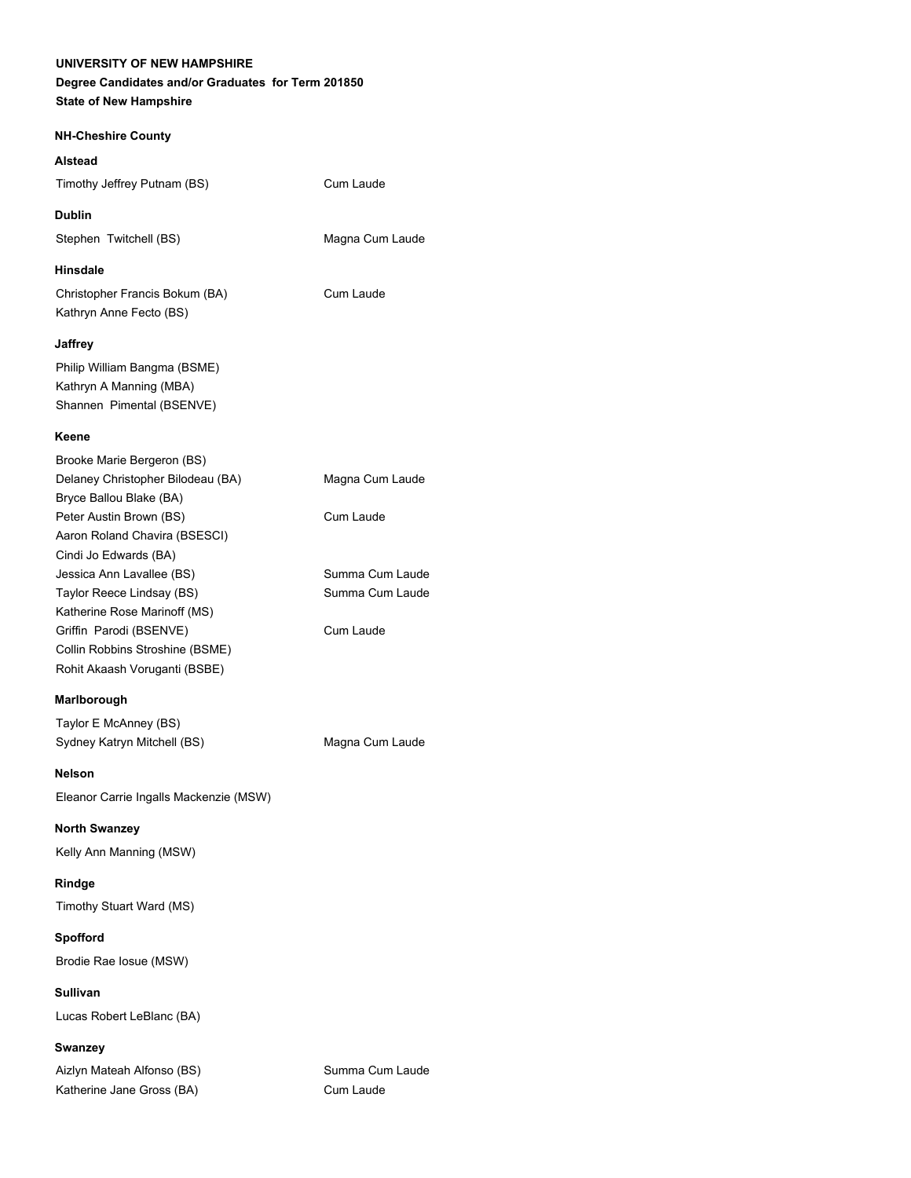**UNIVERSITY OF NEW HAMPSHIRE**
**Degree Candidates and/or Graduates for Term 201850**
**State of New Hampshire**

## NH-Cheshire County

### Alstead

| Name | Honors |
|---|---|
| Timothy Jeffrey Putnam (BS) | Cum Laude |

### Dublin

| Name | Honors |
|---|---|
| Stephen Twitchell (BS) | Magna Cum Laude |

### Hinsdale

| Name | Honors |
|---|---|
| Christopher Francis Bokum (BA) | Cum Laude |
| Kathryn Anne Fecto (BS) | |

### Jaffrey

| Name | Honors |
|---|---|
| Philip William Bangma (BSME) | |
| Kathryn A Manning (MBA) | |
| Shannen Pimental (BSENVE) | |

### Keene

| Name | Honors |
|---|---|
| Brooke Marie Bergeron (BS) | |
| Delaney Christopher Bilodeau (BA) | Magna Cum Laude |
| Bryce Ballou Blake (BA) | |
| Peter Austin Brown (BS) | Cum Laude |
| Aaron Roland Chavira (BSESCI) | |
| Cindi Jo Edwards (BA) | |
| Jessica Ann Lavallee (BS) | Summa Cum Laude |
| Taylor Reece Lindsay (BS) | Summa Cum Laude |
| Katherine Rose Marinoff (MS) | |
| Griffin Parodi (BSENVE) | Cum Laude |
| Collin Robbins Stroshine (BSME) | |
| Rohit Akaash Voruganti (BSBE) | |

### Marlborough

| Name | Honors |
|---|---|
| Taylor E McAnney (BS) | |
| Sydney Katryn Mitchell (BS) | Magna Cum Laude |

### Nelson

| Name | Honors |
|---|---|
| Eleanor Carrie Ingalls Mackenzie (MSW) | |

### North Swanzey

| Name | Honors |
|---|---|
| Kelly Ann Manning (MSW) | |

### Rindge

| Name | Honors |
|---|---|
| Timothy Stuart Ward (MS) | |

### Spofford

| Name | Honors |
|---|---|
| Brodie Rae Iosue (MSW) | |

### Sullivan

| Name | Honors |
|---|---|
| Lucas Robert LeBlanc (BA) | |

### Swanzey

| Name | Honors |
|---|---|
| Aizlyn Mateah Alfonso (BS) | Summa Cum Laude |
| Katherine Jane Gross (BA) | Cum Laude |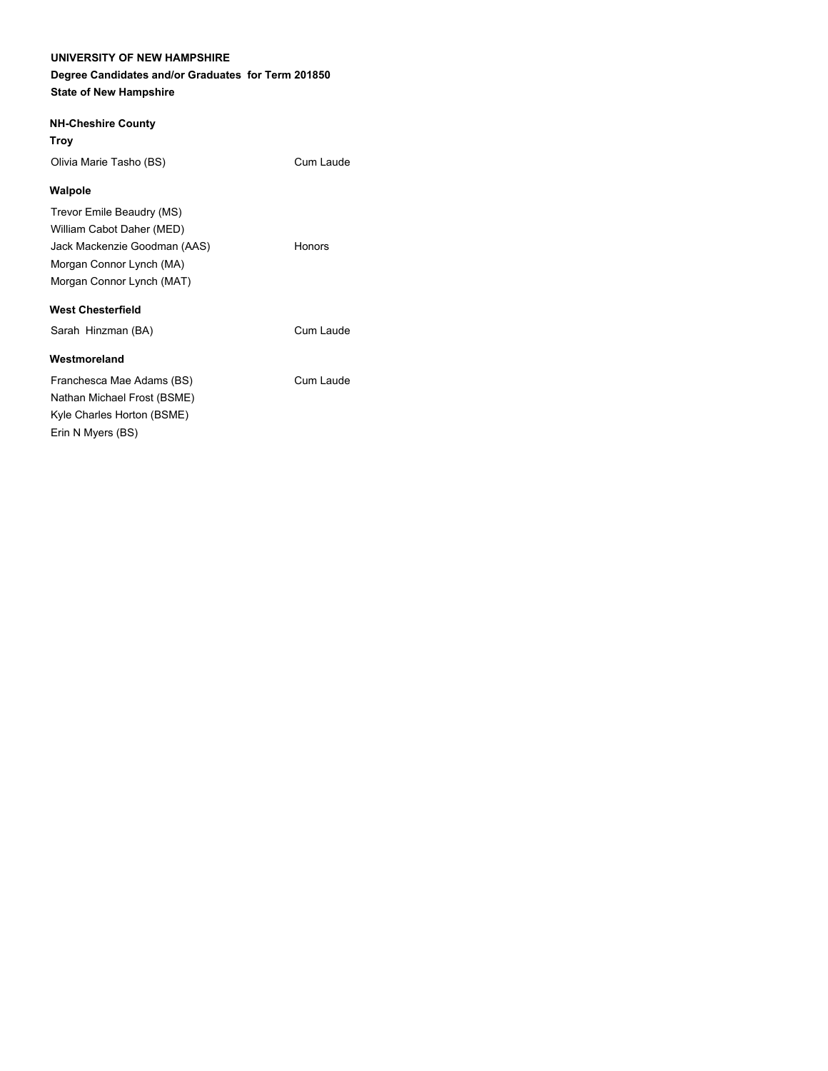**UNIVERSITY OF NEW HAMPSHIRE**
**Degree Candidates and/or Graduates for Term 201850**
**State of New Hampshire**

## NH-Cheshire County

### Troy

| | |
|---|---|
| Olivia Marie Tasho (BS) | Cum Laude |

### Walpole

| | |
|---|---|
| Trevor Emile Beaudry (MS) | |
| William Cabot Daher (MED) | |
| Jack Mackenzie Goodman (AAS) | Honors |
| Morgan Connor Lynch (MA) | |
| Morgan Connor Lynch (MAT) | |

### West Chesterfield

| | |
|---|---|
| Sarah Hinzman (BA) | Cum Laude |

### Westmoreland

| | |
|---|---|
| Franchesca Mae Adams (BS) | Cum Laude |
| Nathan Michael Frost (BSME) | |
| Kyle Charles Horton (BSME) | |
| Erin N Myers (BS) | |